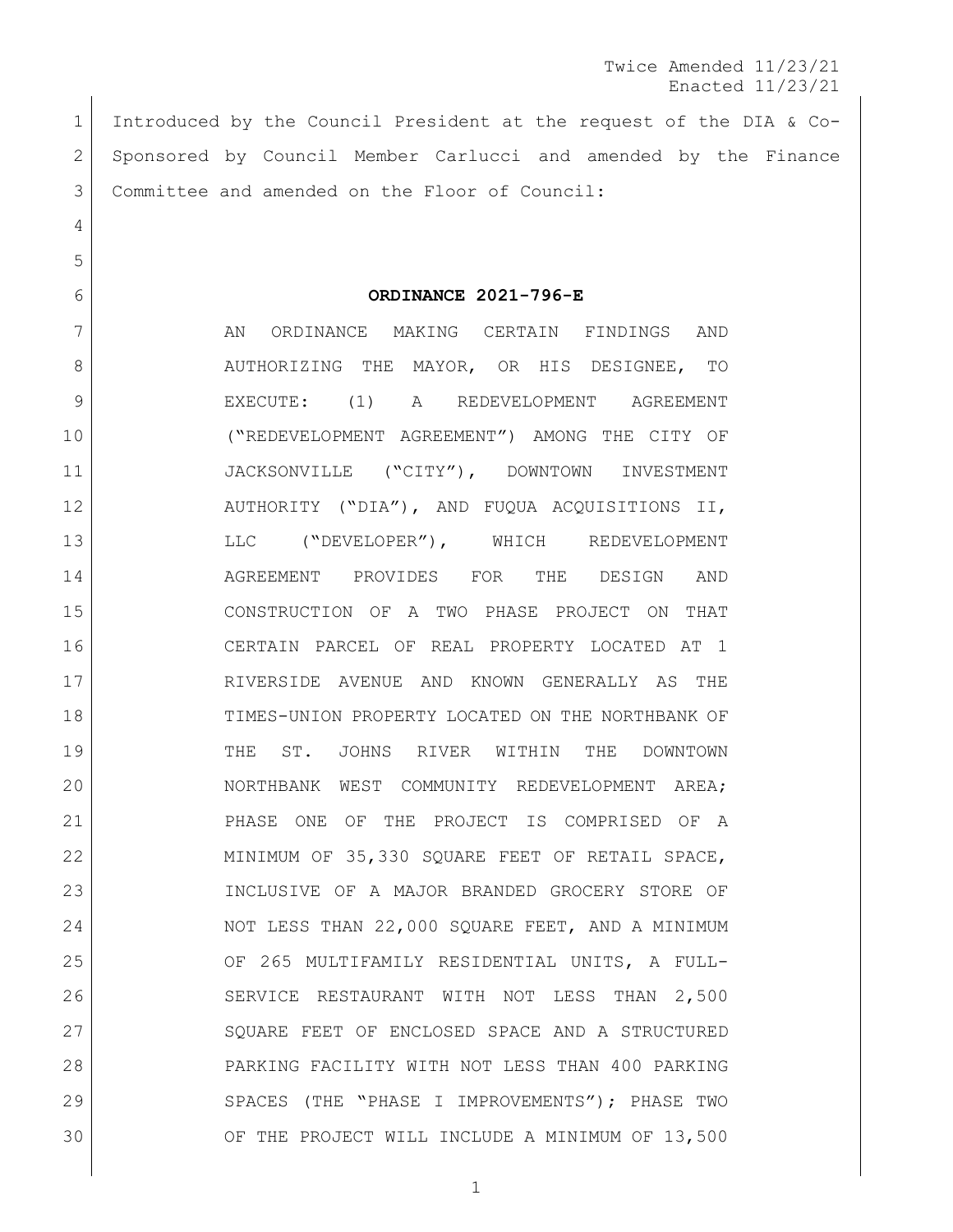Twice Amended 11/23/21
Enacted 11/23/21

Introduced by the Council President at the request of the DIA & Co-Sponsored by Council Member Carlucci and amended by the Finance Committee and amended on the Floor of Council:

**ORDINANCE 2021-796-E**

AN ORDINANCE MAKING CERTAIN FINDINGS AND AUTHORIZING THE MAYOR, OR HIS DESIGNEE, TO EXECUTE: (1) A REDEVELOPMENT AGREEMENT ("REDEVELOPMENT AGREEMENT") AMONG THE CITY OF JACKSONVILLE ("CITY"), DOWNTOWN INVESTMENT AUTHORITY ("DIA"), AND FUQUA ACQUISITIONS II, LLC ("DEVELOPER"), WHICH REDEVELOPMENT AGREEMENT PROVIDES FOR THE DESIGN AND CONSTRUCTION OF A TWO PHASE PROJECT ON THAT CERTAIN PARCEL OF REAL PROPERTY LOCATED AT 1 RIVERSIDE AVENUE AND KNOWN GENERALLY AS THE TIMES-UNION PROPERTY LOCATED ON THE NORTHBANK OF THE ST. JOHNS RIVER WITHIN THE DOWNTOWN NORTHBANK WEST COMMUNITY REDEVELOPMENT AREA; PHASE ONE OF THE PROJECT IS COMPRISED OF A MINIMUM OF 35,330 SQUARE FEET OF RETAIL SPACE, INCLUSIVE OF A MAJOR BRANDED GROCERY STORE OF NOT LESS THAN 22,000 SQUARE FEET, AND A MINIMUM OF 265 MULTIFAMILY RESIDENTIAL UNITS, A FULL-SERVICE RESTAURANT WITH NOT LESS THAN 2,500 SQUARE FEET OF ENCLOSED SPACE AND A STRUCTURED PARKING FACILITY WITH NOT LESS THAN 400 PARKING SPACES (THE "PHASE I IMPROVEMENTS"); PHASE TWO OF THE PROJECT WILL INCLUDE A MINIMUM OF 13,500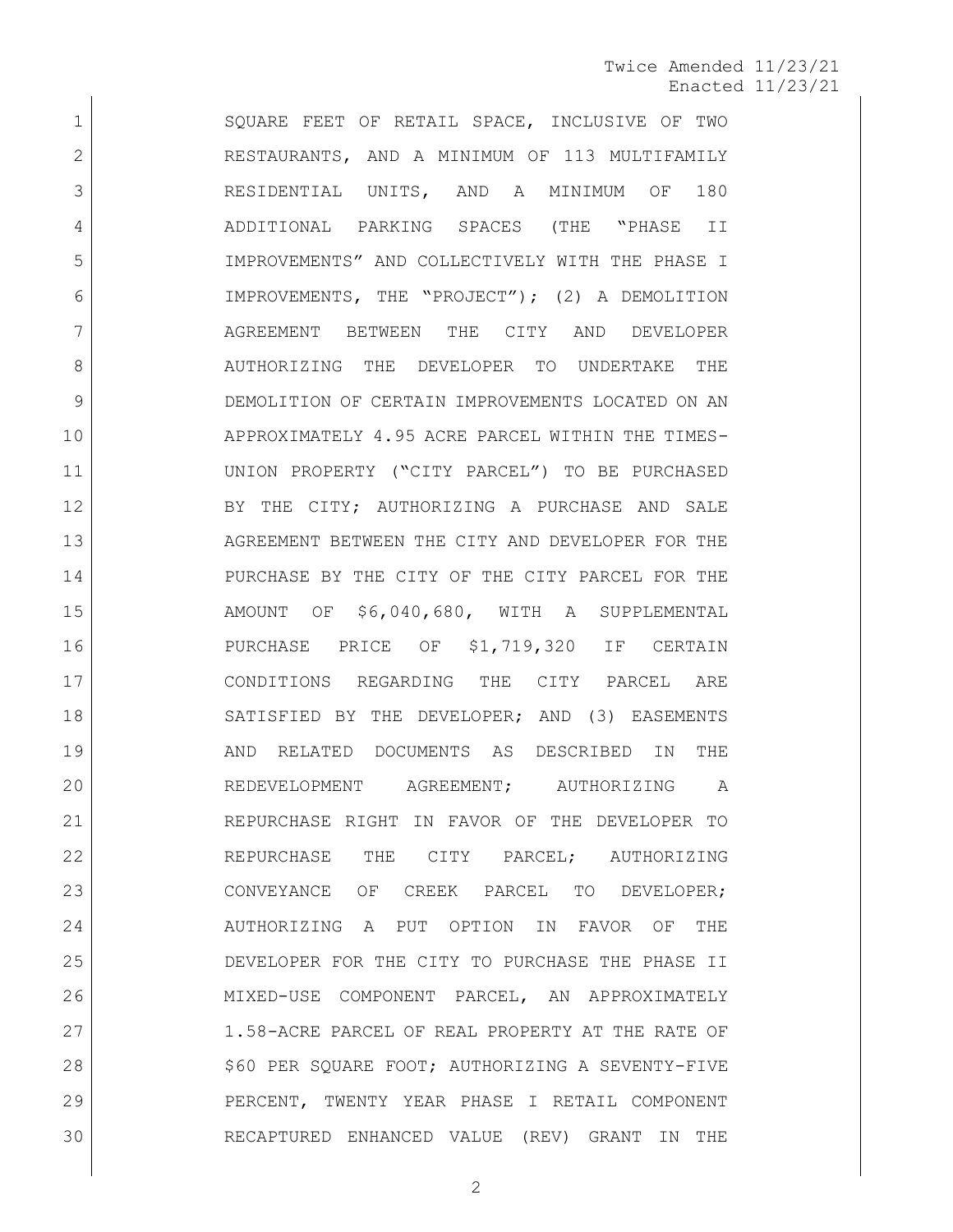SQUARE FEET OF RETAIL SPACE, INCLUSIVE OF TWO RESTAURANTS, AND A MINIMUM OF 113 MULTIFAMILY RESIDENTIAL UNITS, AND A MINIMUM OF 180 ADDITIONAL PARKING SPACES (THE "PHASE II IMPROVEMENTS" AND COLLECTIVELY WITH THE PHASE I IMPROVEMENTS, THE "PROJECT"); (2) A DEMOLITION AGREEMENT BETWEEN THE CITY AND DEVELOPER AUTHORIZING THE DEVELOPER TO UNDERTAKE THE DEMOLITION OF CERTAIN IMPROVEMENTS LOCATED ON AN APPROXIMATELY 4.95 ACRE PARCEL WITHIN THE TIMES-UNION PROPERTY ("CITY PARCEL") TO BE PURCHASED BY THE CITY; AUTHORIZING A PURCHASE AND SALE AGREEMENT BETWEEN THE CITY AND DEVELOPER FOR THE PURCHASE BY THE CITY OF THE CITY PARCEL FOR THE AMOUNT OF $6,040,680, WITH A SUPPLEMENTAL PURCHASE PRICE OF $1,719,320 IF CERTAIN CONDITIONS REGARDING THE CITY PARCEL ARE SATISFIED BY THE DEVELOPER; AND (3) EASEMENTS AND RELATED DOCUMENTS AS DESCRIBED IN THE REDEVELOPMENT AGREEMENT; AUTHORIZING A REPURCHASE RIGHT IN FAVOR OF THE DEVELOPER TO REPURCHASE THE CITY PARCEL; AUTHORIZING CONVEYANCE OF CREEK PARCEL TO DEVELOPER; AUTHORIZING A PUT OPTION IN FAVOR OF THE DEVELOPER FOR THE CITY TO PURCHASE THE PHASE II MIXED-USE COMPONENT PARCEL, AN APPROXIMATELY 1.58-ACRE PARCEL OF REAL PROPERTY AT THE RATE OF $60 PER SQUARE FOOT; AUTHORIZING A SEVENTY-FIVE PERCENT, TWENTY YEAR PHASE I RETAIL COMPONENT RECAPTURED ENHANCED VALUE (REV) GRANT IN THE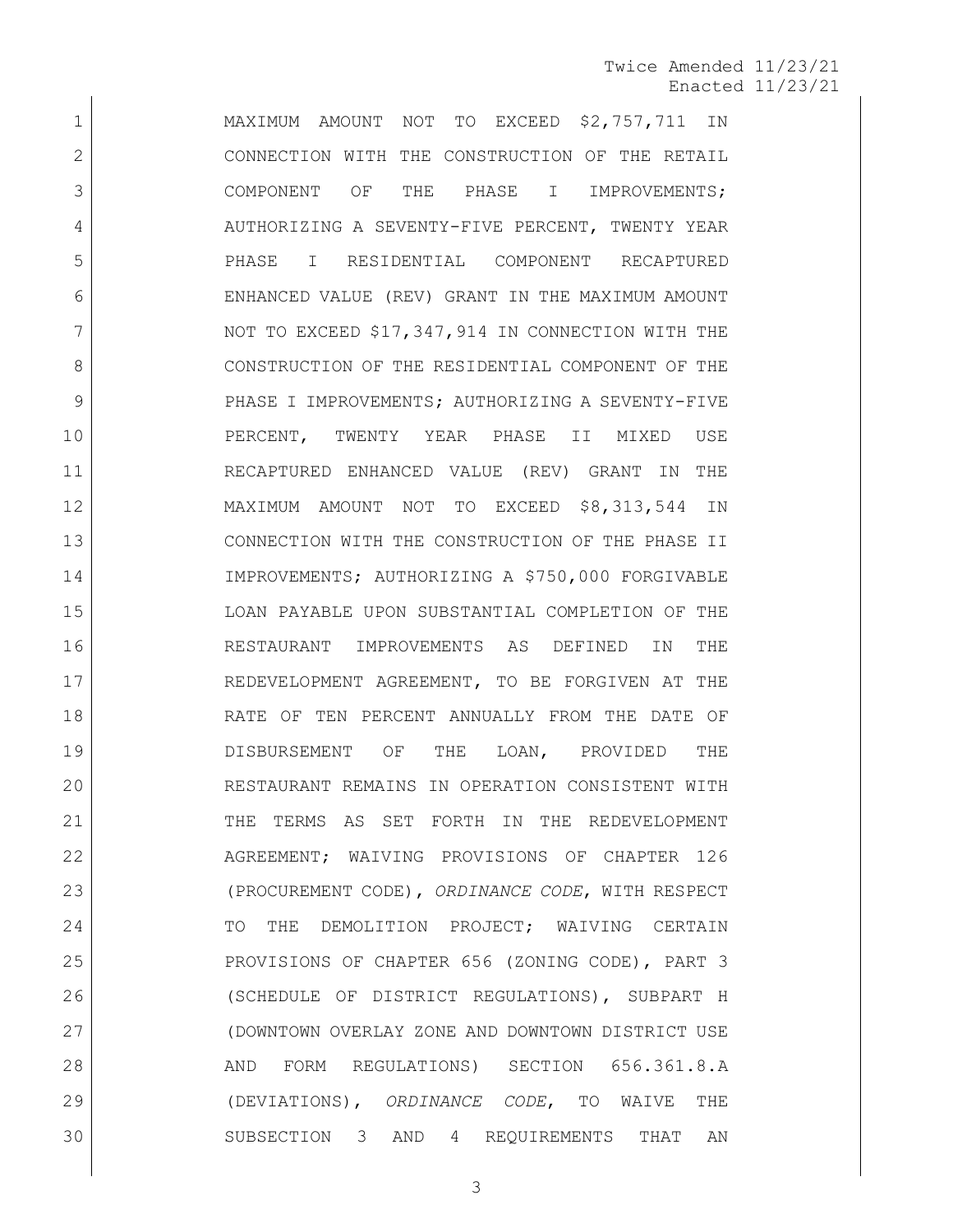MAXIMUM AMOUNT NOT TO EXCEED $2,757,711 IN CONNECTION WITH THE CONSTRUCTION OF THE RETAIL COMPONENT OF THE PHASE I IMPROVEMENTS; AUTHORIZING A SEVENTY-FIVE PERCENT, TWENTY YEAR PHASE I RESIDENTIAL COMPONENT RECAPTURED ENHANCED VALUE (REV) GRANT IN THE MAXIMUM AMOUNT NOT TO EXCEED $17,347,914 IN CONNECTION WITH THE CONSTRUCTION OF THE RESIDENTIAL COMPONENT OF THE PHASE I IMPROVEMENTS; AUTHORIZING A SEVENTY-FIVE PERCENT, TWENTY YEAR PHASE II MIXED USE RECAPTURED ENHANCED VALUE (REV) GRANT IN THE MAXIMUM AMOUNT NOT TO EXCEED $8,313,544 IN CONNECTION WITH THE CONSTRUCTION OF THE PHASE II IMPROVEMENTS; AUTHORIZING A $750,000 FORGIVABLE LOAN PAYABLE UPON SUBSTANTIAL COMPLETION OF THE RESTAURANT IMPROVEMENTS AS DEFINED IN THE REDEVELOPMENT AGREEMENT, TO BE FORGIVEN AT THE RATE OF TEN PERCENT ANNUALLY FROM THE DATE OF DISBURSEMENT OF THE LOAN, PROVIDED THE RESTAURANT REMAINS IN OPERATION CONSISTENT WITH THE TERMS AS SET FORTH IN THE REDEVELOPMENT AGREEMENT; WAIVING PROVISIONS OF CHAPTER 126 (PROCUREMENT CODE), *ORDINANCE CODE*, WITH RESPECT TO THE DEMOLITION PROJECT; WAIVING CERTAIN PROVISIONS OF CHAPTER 656 (ZONING CODE), PART 3 (SCHEDULE OF DISTRICT REGULATIONS), SUBPART H (DOWNTOWN OVERLAY ZONE AND DOWNTOWN DISTRICT USE AND FORM REGULATIONS) SECTION 656.361.8.A (DEVIATIONS), *ORDINANCE CODE*, TO WAIVE THE SUBSECTION 3 AND 4 REQUIREMENTS THAT AN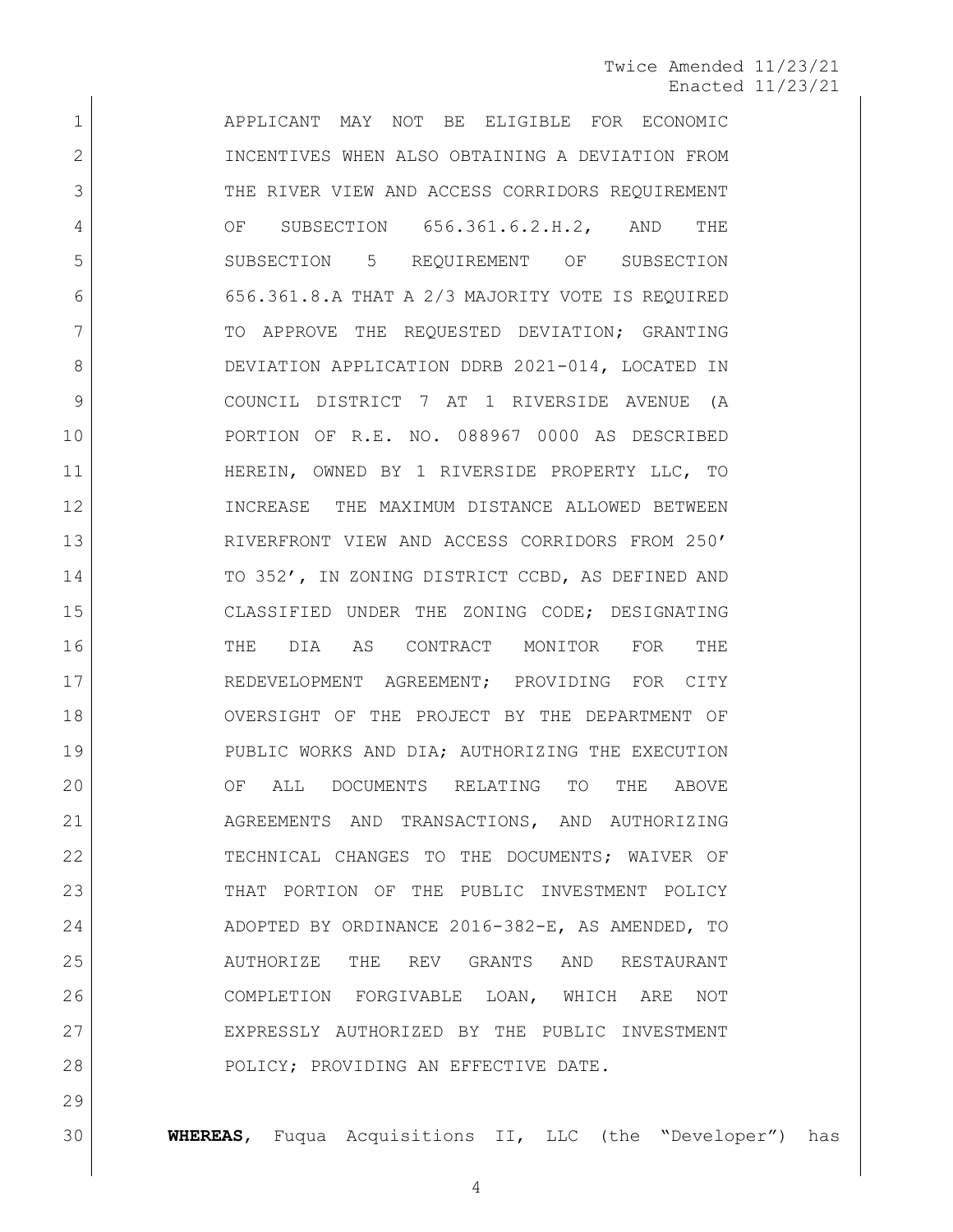APPLICANT MAY NOT BE ELIGIBLE FOR ECONOMIC INCENTIVES WHEN ALSO OBTAINING A DEVIATION FROM THE RIVER VIEW AND ACCESS CORRIDORS REQUIREMENT OF SUBSECTION 656.361.6.2.H.2, AND THE SUBSECTION 5 REQUIREMENT OF SUBSECTION 656.361.8.A THAT A 2/3 MAJORITY VOTE IS REQUIRED TO APPROVE THE REQUESTED DEVIATION; GRANTING DEVIATION APPLICATION DDRB 2021-014, LOCATED IN COUNCIL DISTRICT 7 AT 1 RIVERSIDE AVENUE (A PORTION OF R.E. NO. 088967 0000 AS DESCRIBED HEREIN, OWNED BY 1 RIVERSIDE PROPERTY LLC, TO INCREASE THE MAXIMUM DISTANCE ALLOWED BETWEEN RIVERFRONT VIEW AND ACCESS CORRIDORS FROM 250' TO 352', IN ZONING DISTRICT CCBD, AS DEFINED AND CLASSIFIED UNDER THE ZONING CODE; DESIGNATING THE DIA AS CONTRACT MONITOR FOR THE REDEVELOPMENT AGREEMENT; PROVIDING FOR CITY OVERSIGHT OF THE PROJECT BY THE DEPARTMENT OF PUBLIC WORKS AND DIA; AUTHORIZING THE EXECUTION OF ALL DOCUMENTS RELATING TO THE ABOVE AGREEMENTS AND TRANSACTIONS, AND AUTHORIZING TECHNICAL CHANGES TO THE DOCUMENTS; WAIVER OF THAT PORTION OF THE PUBLIC INVESTMENT POLICY ADOPTED BY ORDINANCE 2016-382-E, AS AMENDED, TO AUTHORIZE THE REV GRANTS AND RESTAURANT COMPLETION FORGIVABLE LOAN, WHICH ARE NOT EXPRESSLY AUTHORIZED BY THE PUBLIC INVESTMENT POLICY; PROVIDING AN EFFECTIVE DATE.

**WHEREAS**, Fuqua Acquisitions II, LLC (the "Developer") has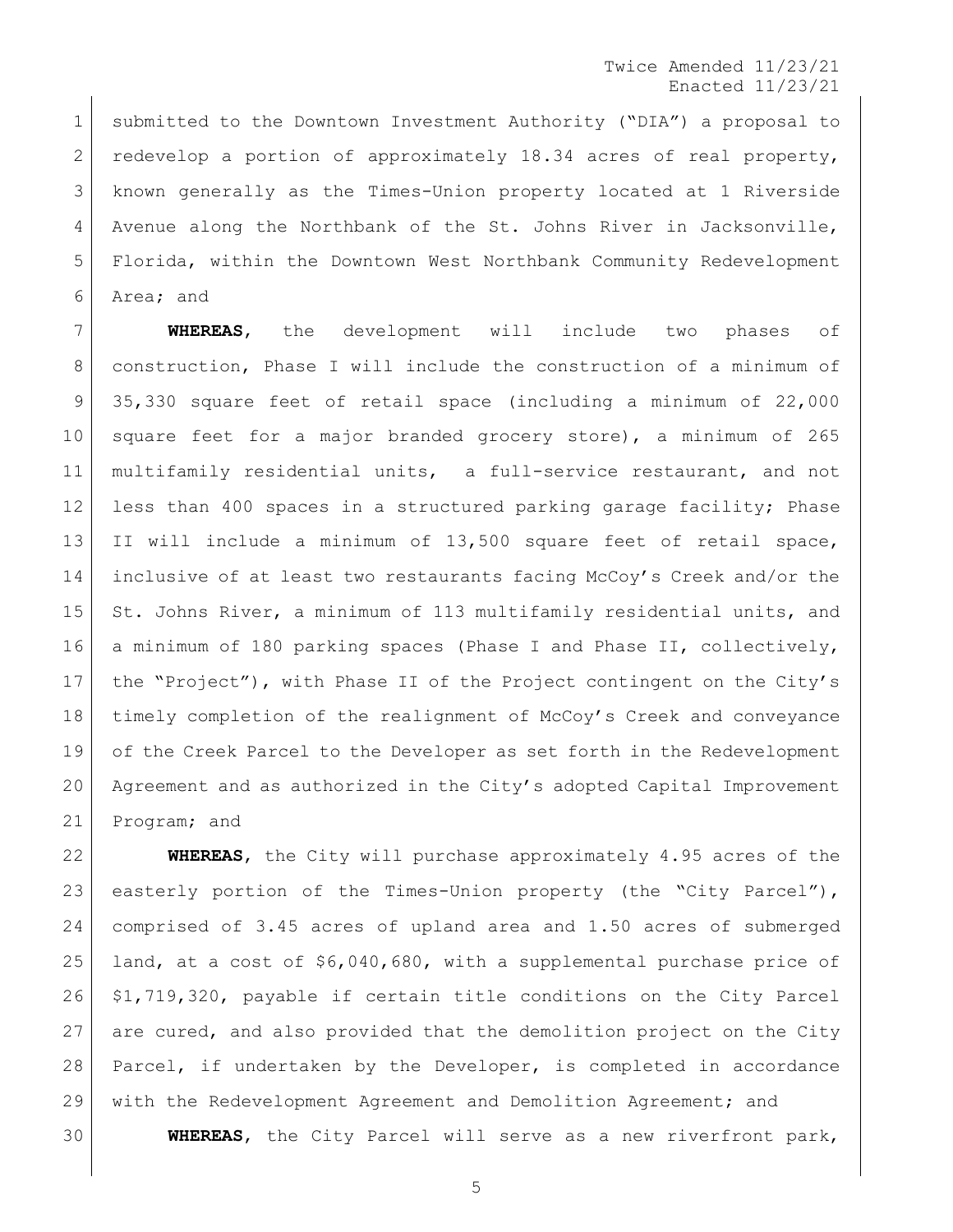submitted to the Downtown Investment Authority ("DIA") a proposal to redevelop a portion of approximately 18.34 acres of real property, known generally as the Times-Union property located at 1 Riverside Avenue along the Northbank of the St. Johns River in Jacksonville, Florida, within the Downtown West Northbank Community Redevelopment Area; and

**WHEREAS**, the development will include two phases of construction, Phase I will include the construction of a minimum of 35,330 square feet of retail space (including a minimum of 22,000 square feet for a major branded grocery store), a minimum of 265 multifamily residential units, a full-service restaurant, and not less than 400 spaces in a structured parking garage facility; Phase II will include a minimum of 13,500 square feet of retail space, inclusive of at least two restaurants facing McCoy's Creek and/or the St. Johns River, a minimum of 113 multifamily residential units, and a minimum of 180 parking spaces (Phase I and Phase II, collectively, the "Project"), with Phase II of the Project contingent on the City's timely completion of the realignment of McCoy's Creek and conveyance of the Creek Parcel to the Developer as set forth in the Redevelopment Agreement and as authorized in the City's adopted Capital Improvement Program; and

**WHEREAS**, the City will purchase approximately 4.95 acres of the easterly portion of the Times-Union property (the "City Parcel"), comprised of 3.45 acres of upland area and 1.50 acres of submerged land, at a cost of $6,040,680, with a supplemental purchase price of $1,719,320, payable if certain title conditions on the City Parcel are cured, and also provided that the demolition project on the City Parcel, if undertaken by the Developer, is completed in accordance with the Redevelopment Agreement and Demolition Agreement; and

**WHEREAS**, the City Parcel will serve as a new riverfront park,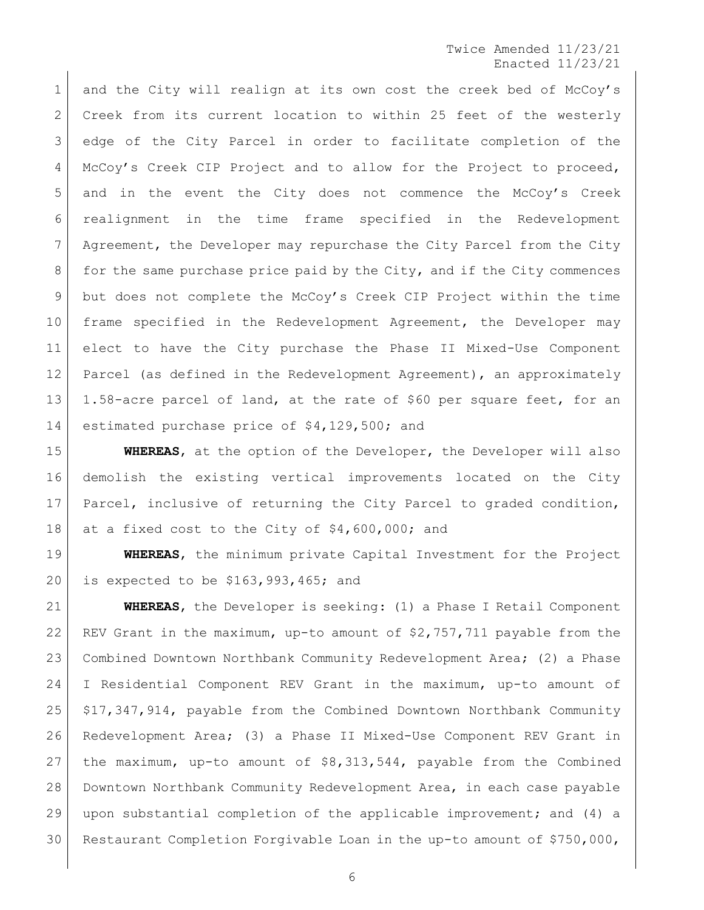and the City will realign at its own cost the creek bed of McCoy's Creek from its current location to within 25 feet of the westerly edge of the City Parcel in order to facilitate completion of the McCoy's Creek CIP Project and to allow for the Project to proceed, and in the event the City does not commence the McCoy's Creek realignment in the time frame specified in the Redevelopment Agreement, the Developer may repurchase the City Parcel from the City for the same purchase price paid by the City, and if the City commences but does not complete the McCoy's Creek CIP Project within the time frame specified in the Redevelopment Agreement, the Developer may elect to have the City purchase the Phase II Mixed-Use Component Parcel (as defined in the Redevelopment Agreement), an approximately 1.58-acre parcel of land, at the rate of $60 per square feet, for an estimated purchase price of $4,129,500; and

**WHEREAS**, at the option of the Developer, the Developer will also demolish the existing vertical improvements located on the City Parcel, inclusive of returning the City Parcel to graded condition, at a fixed cost to the City of $4,600,000; and

**WHEREAS**, the minimum private Capital Investment for the Project is expected to be $163,993,465; and

**WHEREAS**, the Developer is seeking: (1) a Phase I Retail Component REV Grant in the maximum, up-to amount of $2,757,711 payable from the Combined Downtown Northbank Community Redevelopment Area; (2) a Phase I Residential Component REV Grant in the maximum, up-to amount of $17,347,914, payable from the Combined Downtown Northbank Community Redevelopment Area; (3) a Phase II Mixed-Use Component REV Grant in the maximum, up-to amount of $8,313,544, payable from the Combined Downtown Northbank Community Redevelopment Area, in each case payable upon substantial completion of the applicable improvement; and (4) a Restaurant Completion Forgivable Loan in the up-to amount of $750,000,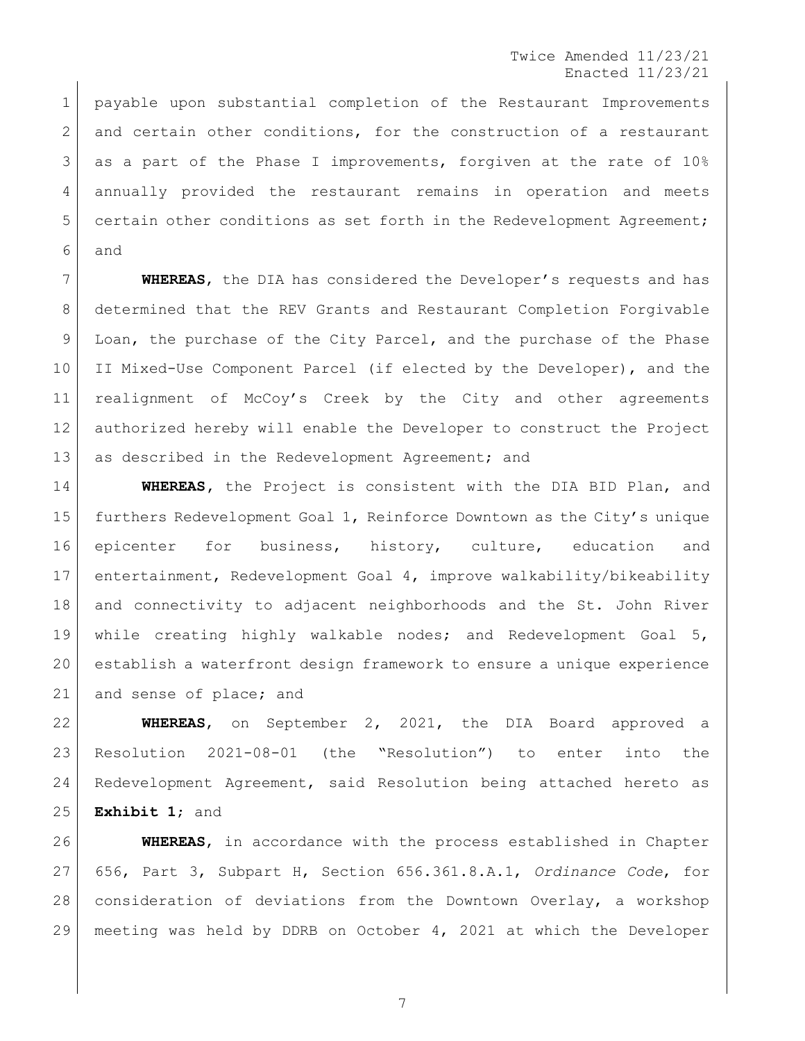payable upon substantial completion of the Restaurant Improvements and certain other conditions, for the construction of a restaurant as a part of the Phase I improvements, forgiven at the rate of 10% annually provided the restaurant remains in operation and meets certain other conditions as set forth in the Redevelopment Agreement; and

**WHEREAS**, the DIA has considered the Developer's requests and has determined that the REV Grants and Restaurant Completion Forgivable Loan, the purchase of the City Parcel, and the purchase of the Phase II Mixed-Use Component Parcel (if elected by the Developer), and the realignment of McCoy's Creek by the City and other agreements authorized hereby will enable the Developer to construct the Project as described in the Redevelopment Agreement; and

**WHEREAS**, the Project is consistent with the DIA BID Plan, and furthers Redevelopment Goal 1, Reinforce Downtown as the City's unique epicenter for business, history, culture, education and entertainment, Redevelopment Goal 4, improve walkability/bikeability and connectivity to adjacent neighborhoods and the St. John River while creating highly walkable nodes; and Redevelopment Goal 5, establish a waterfront design framework to ensure a unique experience and sense of place; and

**WHEREAS**, on September 2, 2021, the DIA Board approved a Resolution 2021-08-01 (the "Resolution") to enter into the Redevelopment Agreement, said Resolution being attached hereto as **Exhibit 1**; and

**WHEREAS**, in accordance with the process established in Chapter 656, Part 3, Subpart H, Section 656.361.8.A.1, *Ordinance Code*, for consideration of deviations from the Downtown Overlay, a workshop meeting was held by DDRB on October 4, 2021 at which the Developer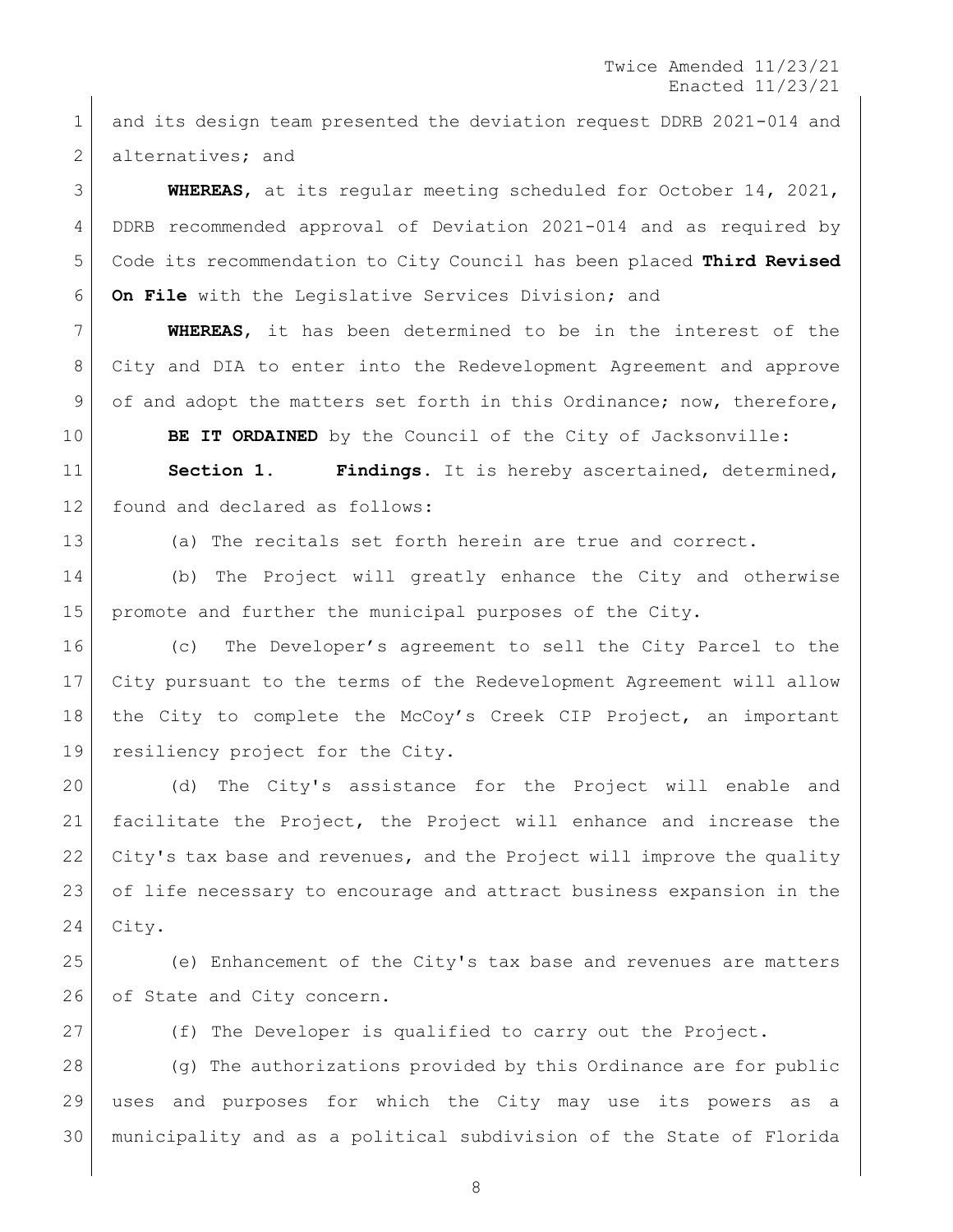and its design team presented the deviation request DDRB 2021-014 and alternatives; and

**WHEREAS**, at its regular meeting scheduled for October 14, 2021, DDRB recommended approval of Deviation 2021-014 and as required by Code its recommendation to City Council has been placed **Third Revised On File** with the Legislative Services Division; and

**WHEREAS**, it has been determined to be in the interest of the City and DIA to enter into the Redevelopment Agreement and approve of and adopt the matters set forth in this Ordinance; now, therefore,

**BE IT ORDAINED** by the Council of the City of Jacksonville:

**Section 1. Findings.** It is hereby ascertained, determined, found and declared as follows:

(a) The recitals set forth herein are true and correct.

(b) The Project will greatly enhance the City and otherwise promote and further the municipal purposes of the City.

(c) The Developer's agreement to sell the City Parcel to the City pursuant to the terms of the Redevelopment Agreement will allow the City to complete the McCoy's Creek CIP Project, an important resiliency project for the City.

(d) The City's assistance for the Project will enable and facilitate the Project, the Project will enhance and increase the City's tax base and revenues, and the Project will improve the quality of life necessary to encourage and attract business expansion in the City.

(e) Enhancement of the City's tax base and revenues are matters of State and City concern.

(f) The Developer is qualified to carry out the Project.

(g) The authorizations provided by this Ordinance are for public uses and purposes for which the City may use its powers as a municipality and as a political subdivision of the State of Florida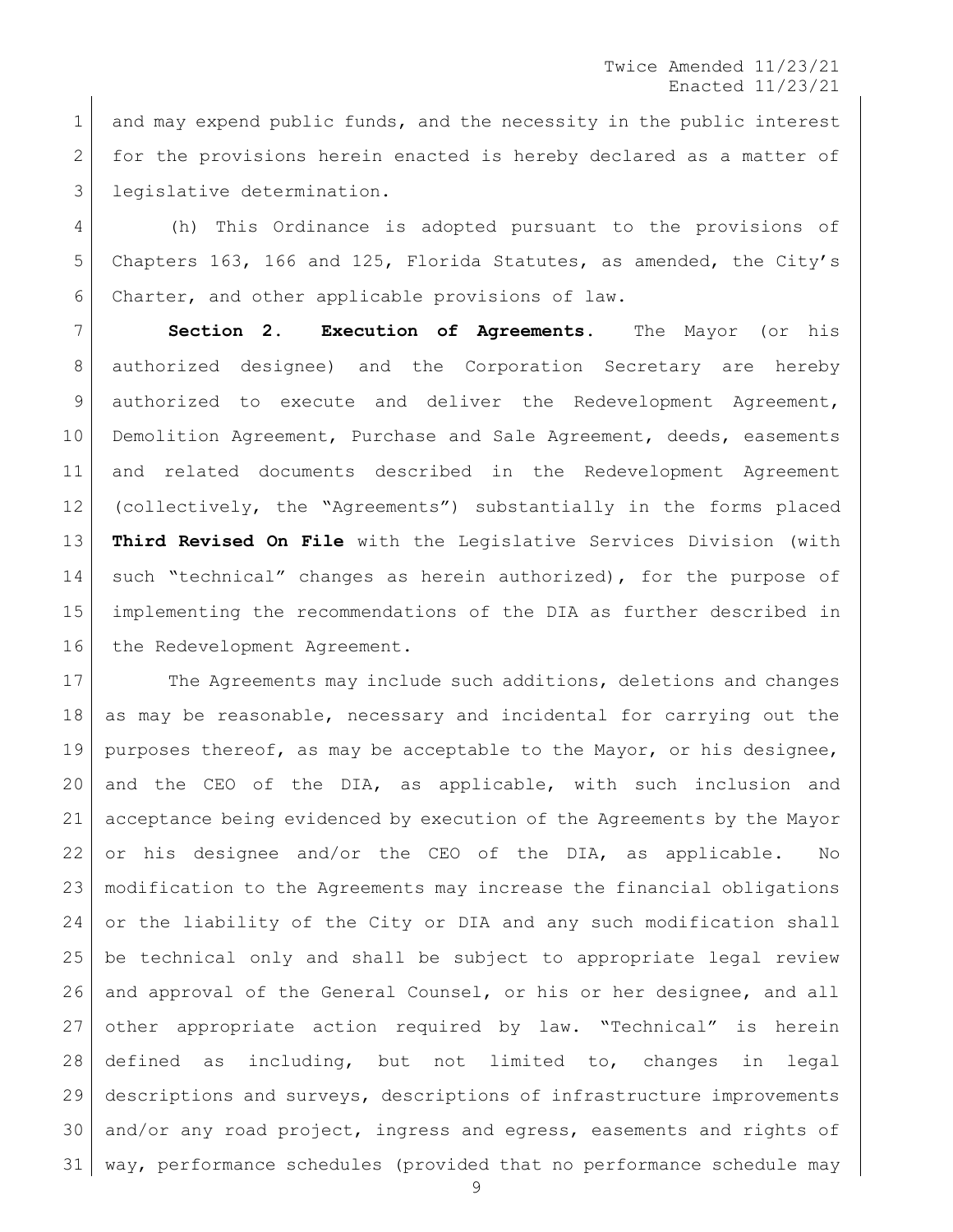and may expend public funds, and the necessity in the public interest for the provisions herein enacted is hereby declared as a matter of legislative determination.

(h) This Ordinance is adopted pursuant to the provisions of Chapters 163, 166 and 125, Florida Statutes, as amended, the City's Charter, and other applicable provisions of law.

**Section 2. Execution of Agreements.** The Mayor (or his authorized designee) and the Corporation Secretary are hereby authorized to execute and deliver the Redevelopment Agreement, Demolition Agreement, Purchase and Sale Agreement, deeds, easements and related documents described in the Redevelopment Agreement (collectively, the "Agreements") substantially in the forms placed **Third Revised On File** with the Legislative Services Division (with such "technical" changes as herein authorized), for the purpose of implementing the recommendations of the DIA as further described in the Redevelopment Agreement.

The Agreements may include such additions, deletions and changes as may be reasonable, necessary and incidental for carrying out the purposes thereof, as may be acceptable to the Mayor, or his designee, and the CEO of the DIA, as applicable, with such inclusion and acceptance being evidenced by execution of the Agreements by the Mayor or his designee and/or the CEO of the DIA, as applicable. No modification to the Agreements may increase the financial obligations or the liability of the City or DIA and any such modification shall be technical only and shall be subject to appropriate legal review and approval of the General Counsel, or his or her designee, and all other appropriate action required by law. "Technical" is herein defined as including, but not limited to, changes in legal descriptions and surveys, descriptions of infrastructure improvements and/or any road project, ingress and egress, easements and rights of way, performance schedules (provided that no performance schedule may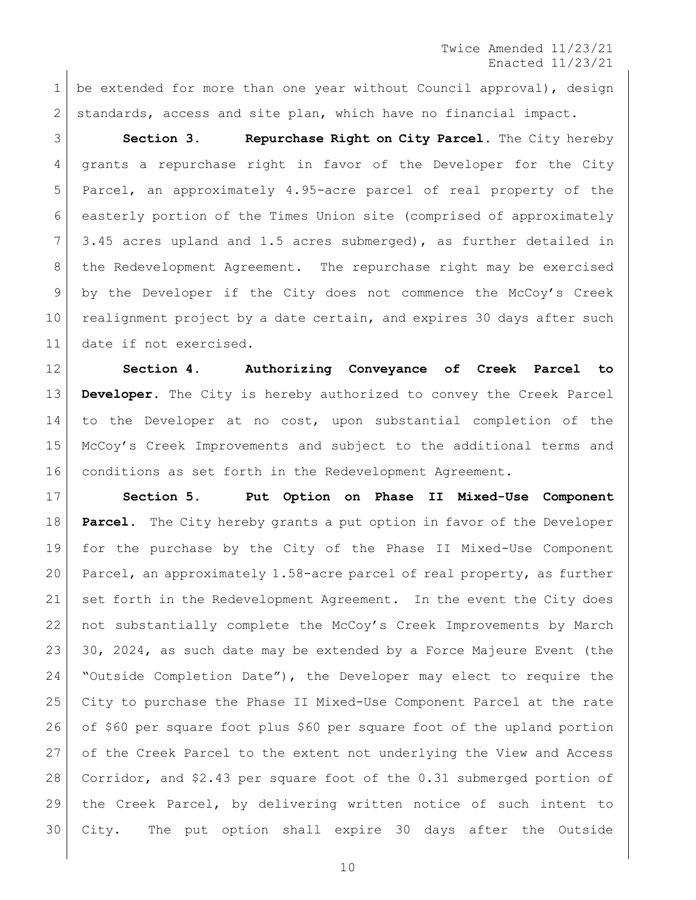be extended for more than one year without Council approval), design standards, access and site plan, which have no financial impact.

**Section 3. Repurchase Right on City Parcel.** The City hereby grants a repurchase right in favor of the Developer for the City Parcel, an approximately 4.95-acre parcel of real property of the easterly portion of the Times Union site (comprised of approximately 3.45 acres upland and 1.5 acres submerged), as further detailed in the Redevelopment Agreement. The repurchase right may be exercised by the Developer if the City does not commence the McCoy's Creek realignment project by a date certain, and expires 30 days after such date if not exercised.

**Section 4. Authorizing Conveyance of Creek Parcel to Developer.** The City is hereby authorized to convey the Creek Parcel to the Developer at no cost, upon substantial completion of the McCoy's Creek Improvements and subject to the additional terms and conditions as set forth in the Redevelopment Agreement.

**Section 5. Put Option on Phase II Mixed-Use Component Parcel.** The City hereby grants a put option in favor of the Developer for the purchase by the City of the Phase II Mixed-Use Component Parcel, an approximately 1.58-acre parcel of real property, as further set forth in the Redevelopment Agreement. In the event the City does not substantially complete the McCoy's Creek Improvements by March 30, 2024, as such date may be extended by a Force Majeure Event (the "Outside Completion Date"), the Developer may elect to require the City to purchase the Phase II Mixed-Use Component Parcel at the rate of $60 per square foot plus $60 per square foot of the upland portion of the Creek Parcel to the extent not underlying the View and Access Corridor, and $2.43 per square foot of the 0.31 submerged portion of the Creek Parcel, by delivering written notice of such intent to City. The put option shall expire 30 days after the Outside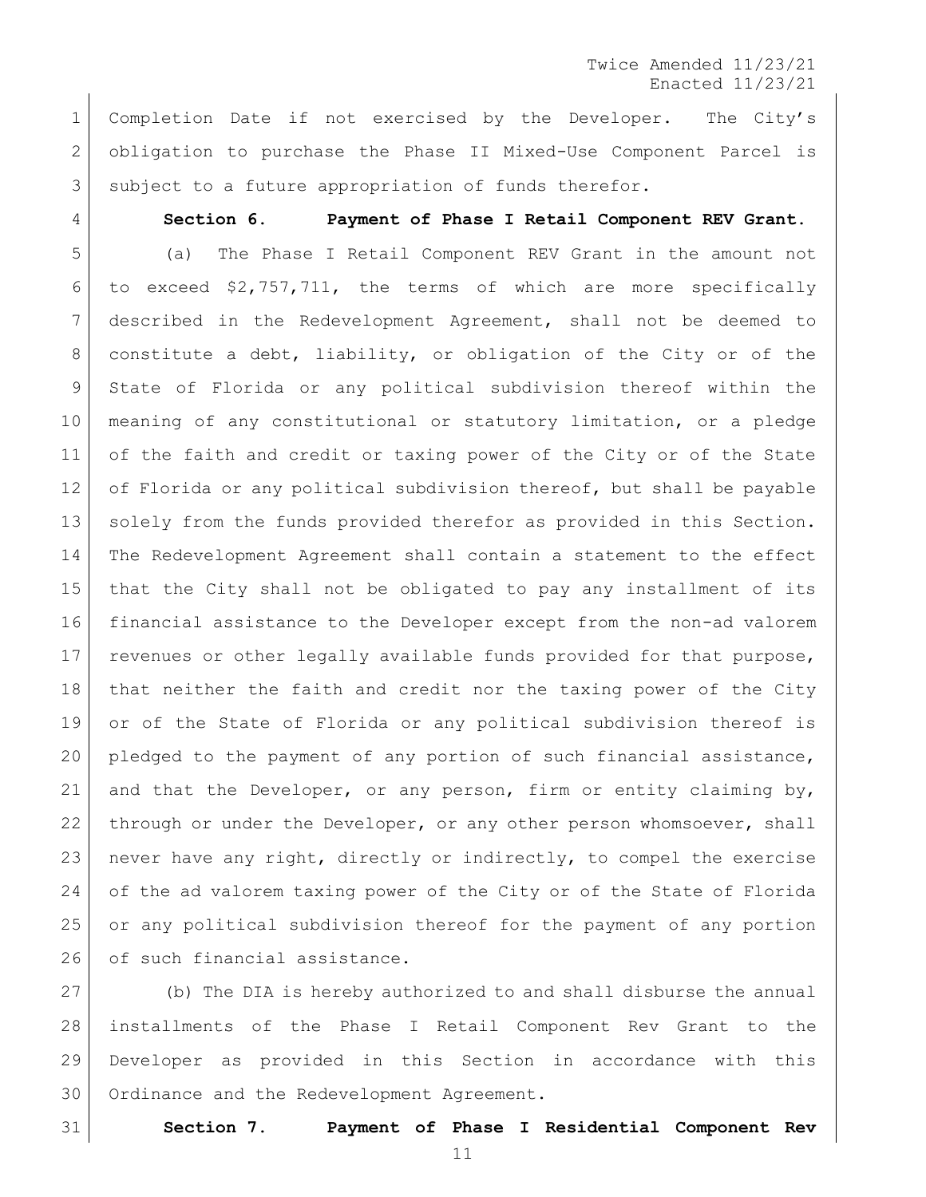Completion Date if not exercised by the Developer. The City's obligation to purchase the Phase II Mixed-Use Component Parcel is subject to a future appropriation of funds therefor.

**Section 6. Payment of Phase I Retail Component REV Grant.**

(a) The Phase I Retail Component REV Grant in the amount not to exceed $2,757,711, the terms of which are more specifically described in the Redevelopment Agreement, shall not be deemed to constitute a debt, liability, or obligation of the City or of the State of Florida or any political subdivision thereof within the meaning of any constitutional or statutory limitation, or a pledge of the faith and credit or taxing power of the City or of the State of Florida or any political subdivision thereof, but shall be payable solely from the funds provided therefor as provided in this Section. The Redevelopment Agreement shall contain a statement to the effect that the City shall not be obligated to pay any installment of its financial assistance to the Developer except from the non-ad valorem revenues or other legally available funds provided for that purpose, that neither the faith and credit nor the taxing power of the City or of the State of Florida or any political subdivision thereof is pledged to the payment of any portion of such financial assistance, and that the Developer, or any person, firm or entity claiming by, through or under the Developer, or any other person whomsoever, shall never have any right, directly or indirectly, to compel the exercise of the ad valorem taxing power of the City or of the State of Florida or any political subdivision thereof for the payment of any portion of such financial assistance.

(b) The DIA is hereby authorized to and shall disburse the annual installments of the Phase I Retail Component Rev Grant to the Developer as provided in this Section in accordance with this Ordinance and the Redevelopment Agreement.

**Section 7. Payment of Phase I Residential Component Rev**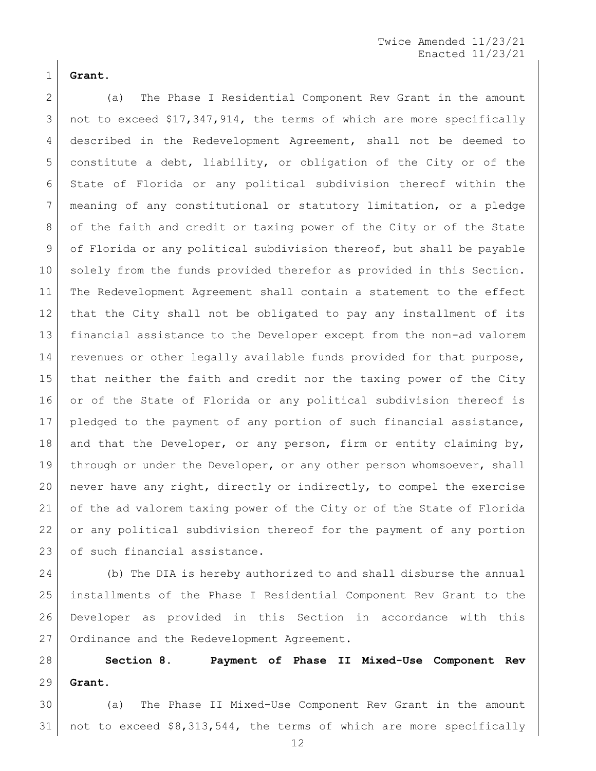**Grant.**

(a) The Phase I Residential Component Rev Grant in the amount not to exceed $17,347,914, the terms of which are more specifically described in the Redevelopment Agreement, shall not be deemed to constitute a debt, liability, or obligation of the City or of the State of Florida or any political subdivision thereof within the meaning of any constitutional or statutory limitation, or a pledge of the faith and credit or taxing power of the City or of the State of Florida or any political subdivision thereof, but shall be payable solely from the funds provided therefor as provided in this Section. The Redevelopment Agreement shall contain a statement to the effect that the City shall not be obligated to pay any installment of its financial assistance to the Developer except from the non-ad valorem revenues or other legally available funds provided for that purpose, that neither the faith and credit nor the taxing power of the City or of the State of Florida or any political subdivision thereof is pledged to the payment of any portion of such financial assistance, and that the Developer, or any person, firm or entity claiming by, through or under the Developer, or any other person whomsoever, shall never have any right, directly or indirectly, to compel the exercise of the ad valorem taxing power of the City or of the State of Florida or any political subdivision thereof for the payment of any portion of such financial assistance.

(b) The DIA is hereby authorized to and shall disburse the annual installments of the Phase I Residential Component Rev Grant to the Developer as provided in this Section in accordance with this Ordinance and the Redevelopment Agreement.

**Section 8. Payment of Phase II Mixed-Use Component Rev Grant.**

(a) The Phase II Mixed-Use Component Rev Grant in the amount not to exceed $8,313,544, the terms of which are more specifically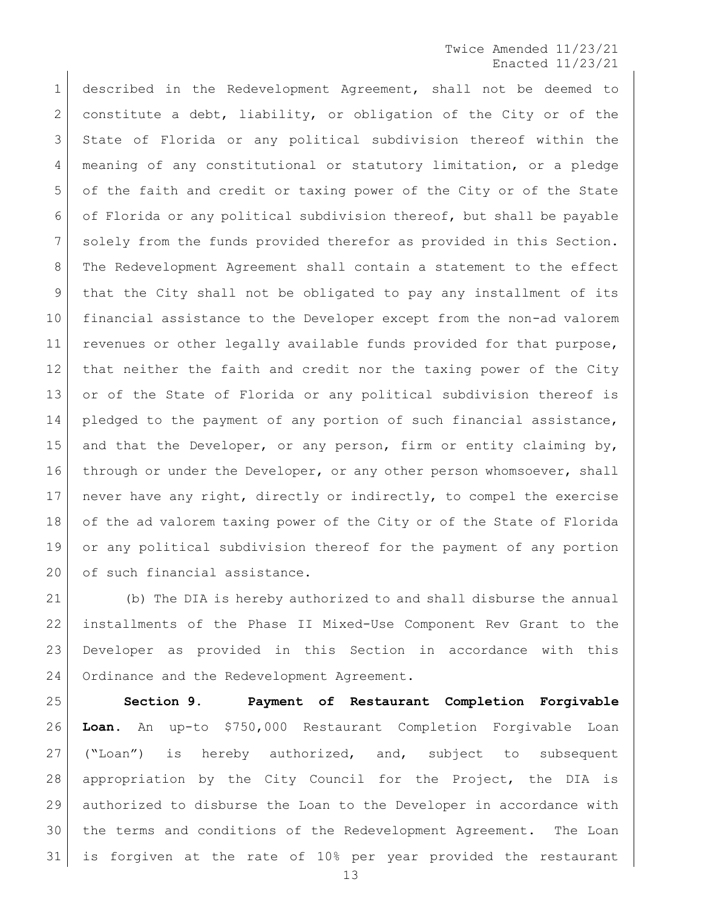described in the Redevelopment Agreement, shall not be deemed to constitute a debt, liability, or obligation of the City or of the State of Florida or any political subdivision thereof within the meaning of any constitutional or statutory limitation, or a pledge of the faith and credit or taxing power of the City or of the State of Florida or any political subdivision thereof, but shall be payable solely from the funds provided therefor as provided in this Section. The Redevelopment Agreement shall contain a statement to the effect that the City shall not be obligated to pay any installment of its financial assistance to the Developer except from the non-ad valorem revenues or other legally available funds provided for that purpose, that neither the faith and credit nor the taxing power of the City or of the State of Florida or any political subdivision thereof is pledged to the payment of any portion of such financial assistance, and that the Developer, or any person, firm or entity claiming by, through or under the Developer, or any other person whomsoever, shall never have any right, directly or indirectly, to compel the exercise of the ad valorem taxing power of the City or of the State of Florida or any political subdivision thereof for the payment of any portion of such financial assistance.

(b) The DIA is hereby authorized to and shall disburse the annual installments of the Phase II Mixed-Use Component Rev Grant to the Developer as provided in this Section in accordance with this Ordinance and the Redevelopment Agreement.

**Section 9. Payment of Restaurant Completion Forgivable Loan.** An up-to $750,000 Restaurant Completion Forgivable Loan ("Loan") is hereby authorized, and, subject to subsequent appropriation by the City Council for the Project, the DIA is authorized to disburse the Loan to the Developer in accordance with the terms and conditions of the Redevelopment Agreement. The Loan is forgiven at the rate of 10% per year provided the restaurant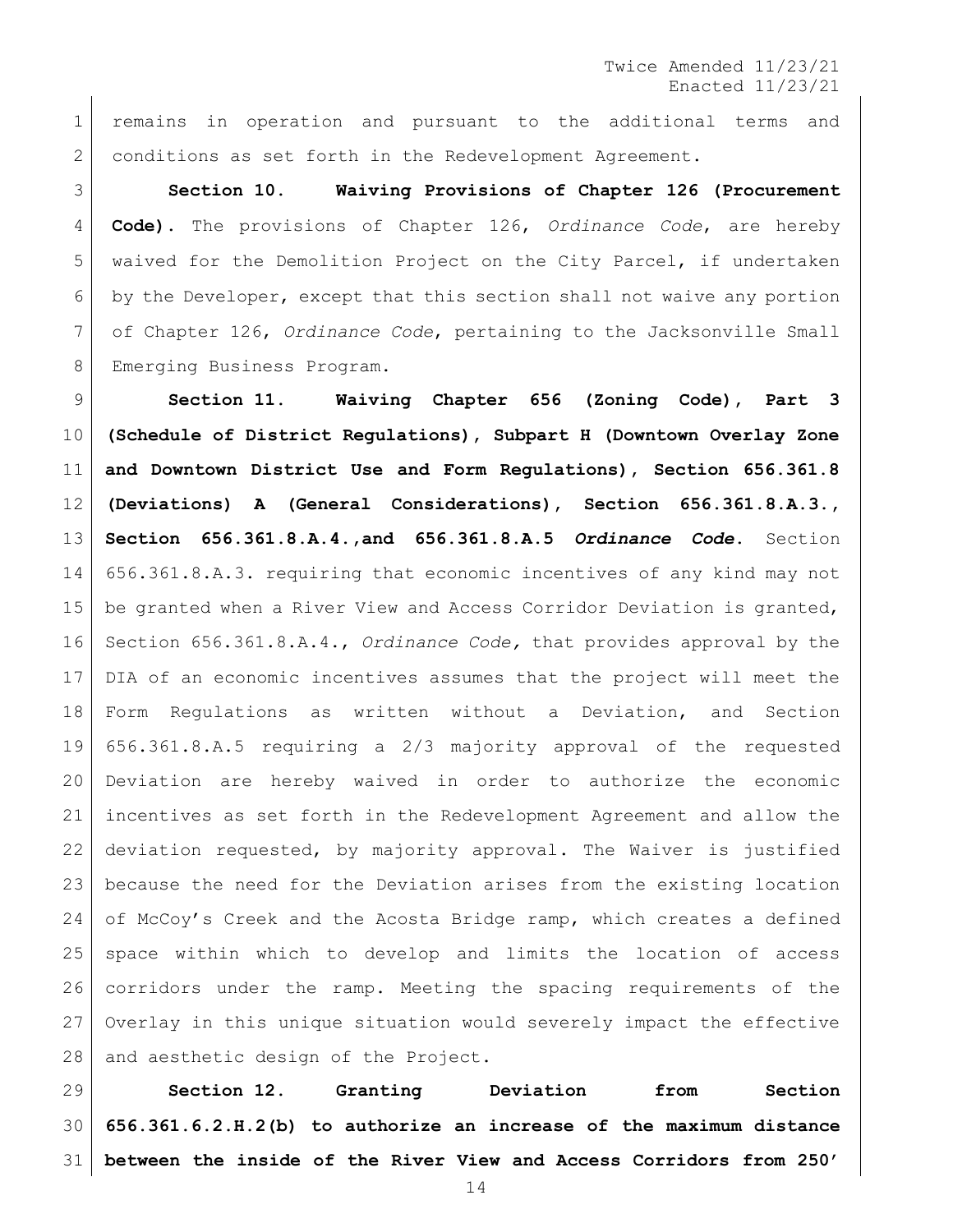remains in operation and pursuant to the additional terms and conditions as set forth in the Redevelopment Agreement.

**Section 10. Waiving Provisions of Chapter 126 (Procurement Code).** The provisions of Chapter 126, *Ordinance Code*, are hereby waived for the Demolition Project on the City Parcel, if undertaken by the Developer, except that this section shall not waive any portion of Chapter 126, *Ordinance Code*, pertaining to the Jacksonville Small Emerging Business Program.

**Section 11. Waiving Chapter 656 (Zoning Code), Part 3 (Schedule of District Regulations), Subpart H (Downtown Overlay Zone and Downtown District Use and Form Regulations), Section 656.361.8 (Deviations) A (General Considerations), Section 656.361.8.A.3., Section 656.361.8.A.4.,and 656.361.8.A.5 *Ordinance Code*.** Section 656.361.8.A.3. requiring that economic incentives of any kind may not be granted when a River View and Access Corridor Deviation is granted, Section 656.361.8.A.4., *Ordinance Code,* that provides approval by the DIA of an economic incentives assumes that the project will meet the Form Regulations as written without a Deviation, and Section 656.361.8.A.5 requiring a 2/3 majority approval of the requested Deviation are hereby waived in order to authorize the economic incentives as set forth in the Redevelopment Agreement and allow the deviation requested, by majority approval. The Waiver is justified because the need for the Deviation arises from the existing location of McCoy's Creek and the Acosta Bridge ramp, which creates a defined space within which to develop and limits the location of access corridors under the ramp. Meeting the spacing requirements of the Overlay in this unique situation would severely impact the effective and aesthetic design of the Project.

**Section 12. Granting Deviation from Section 656.361.6.2.H.2(b) to authorize an increase of the maximum distance between the inside of the River View and Access Corridors from 250'**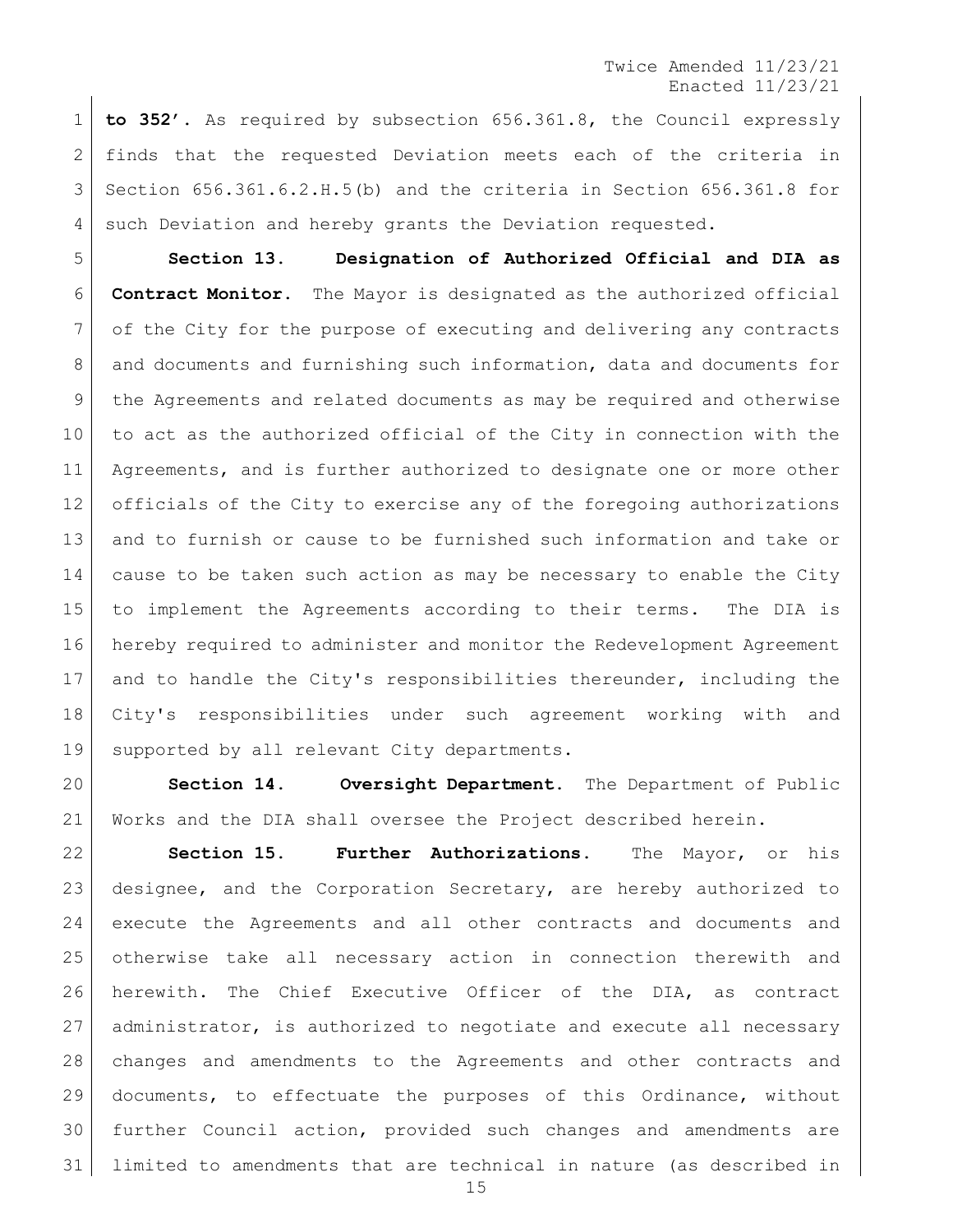**to 352'.** As required by subsection 656.361.8, the Council expressly finds that the requested Deviation meets each of the criteria in Section 656.361.6.2.H.5(b) and the criteria in Section 656.361.8 for such Deviation and hereby grants the Deviation requested.

**Section 13. Designation of Authorized Official and DIA as Contract Monitor.** The Mayor is designated as the authorized official of the City for the purpose of executing and delivering any contracts and documents and furnishing such information, data and documents for the Agreements and related documents as may be required and otherwise to act as the authorized official of the City in connection with the Agreements, and is further authorized to designate one or more other officials of the City to exercise any of the foregoing authorizations and to furnish or cause to be furnished such information and take or cause to be taken such action as may be necessary to enable the City to implement the Agreements according to their terms. The DIA is hereby required to administer and monitor the Redevelopment Agreement and to handle the City's responsibilities thereunder, including the City's responsibilities under such agreement working with and supported by all relevant City departments.

**Section 14. Oversight Department.** The Department of Public Works and the DIA shall oversee the Project described herein.

**Section 15. Further Authorizations.** The Mayor, or his designee, and the Corporation Secretary, are hereby authorized to execute the Agreements and all other contracts and documents and otherwise take all necessary action in connection therewith and herewith. The Chief Executive Officer of the DIA, as contract administrator, is authorized to negotiate and execute all necessary changes and amendments to the Agreements and other contracts and documents, to effectuate the purposes of this Ordinance, without further Council action, provided such changes and amendments are limited to amendments that are technical in nature (as described in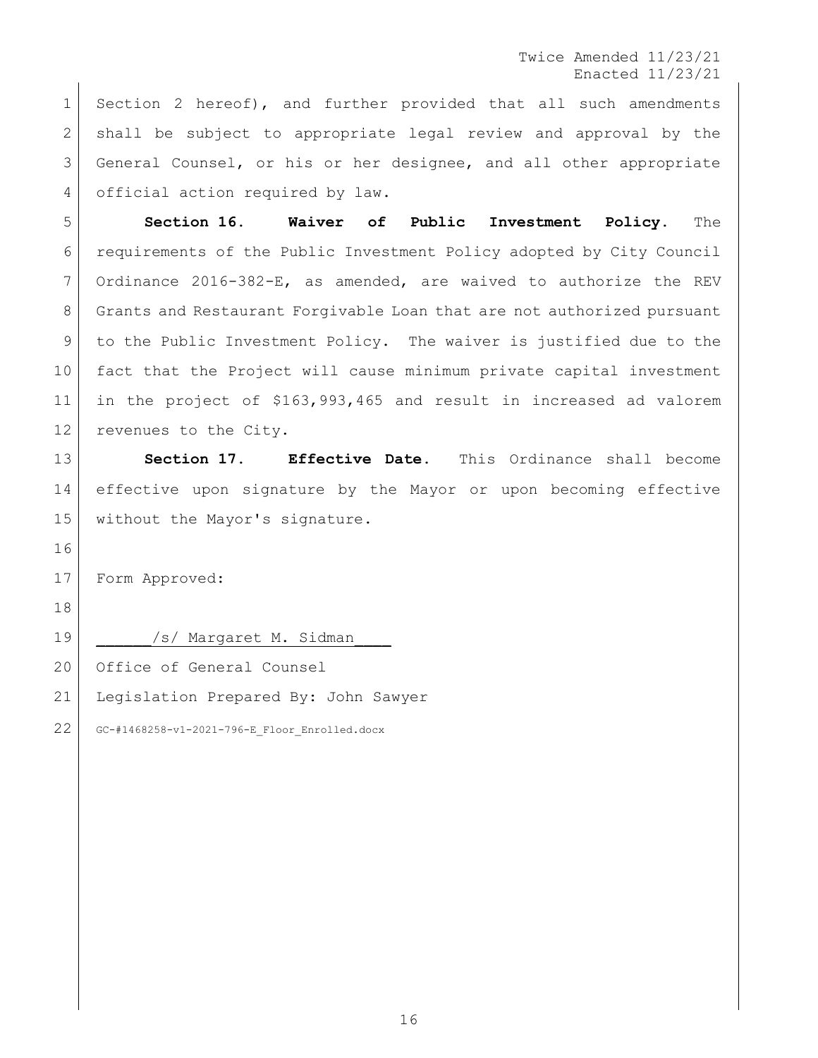Section 2 hereof), and further provided that all such amendments shall be subject to appropriate legal review and approval by the General Counsel, or his or her designee, and all other appropriate official action required by law.

**Section 16. Waiver of Public Investment Policy.** The requirements of the Public Investment Policy adopted by City Council Ordinance 2016-382-E, as amended, are waived to authorize the REV Grants and Restaurant Forgivable Loan that are not authorized pursuant to the Public Investment Policy. The waiver is justified due to the fact that the Project will cause minimum private capital investment in the project of $163,993,465 and result in increased ad valorem revenues to the City.

**Section 17. Effective Date.** This Ordinance shall become effective upon signature by the Mayor or upon becoming effective without the Mayor's signature.

Form Approved:

/s/ Margaret M. Sidman

Office of General Counsel

Legislation Prepared By: John Sawyer

GC-#1468258-v1-2021-796-E_Floor_Enrolled.docx